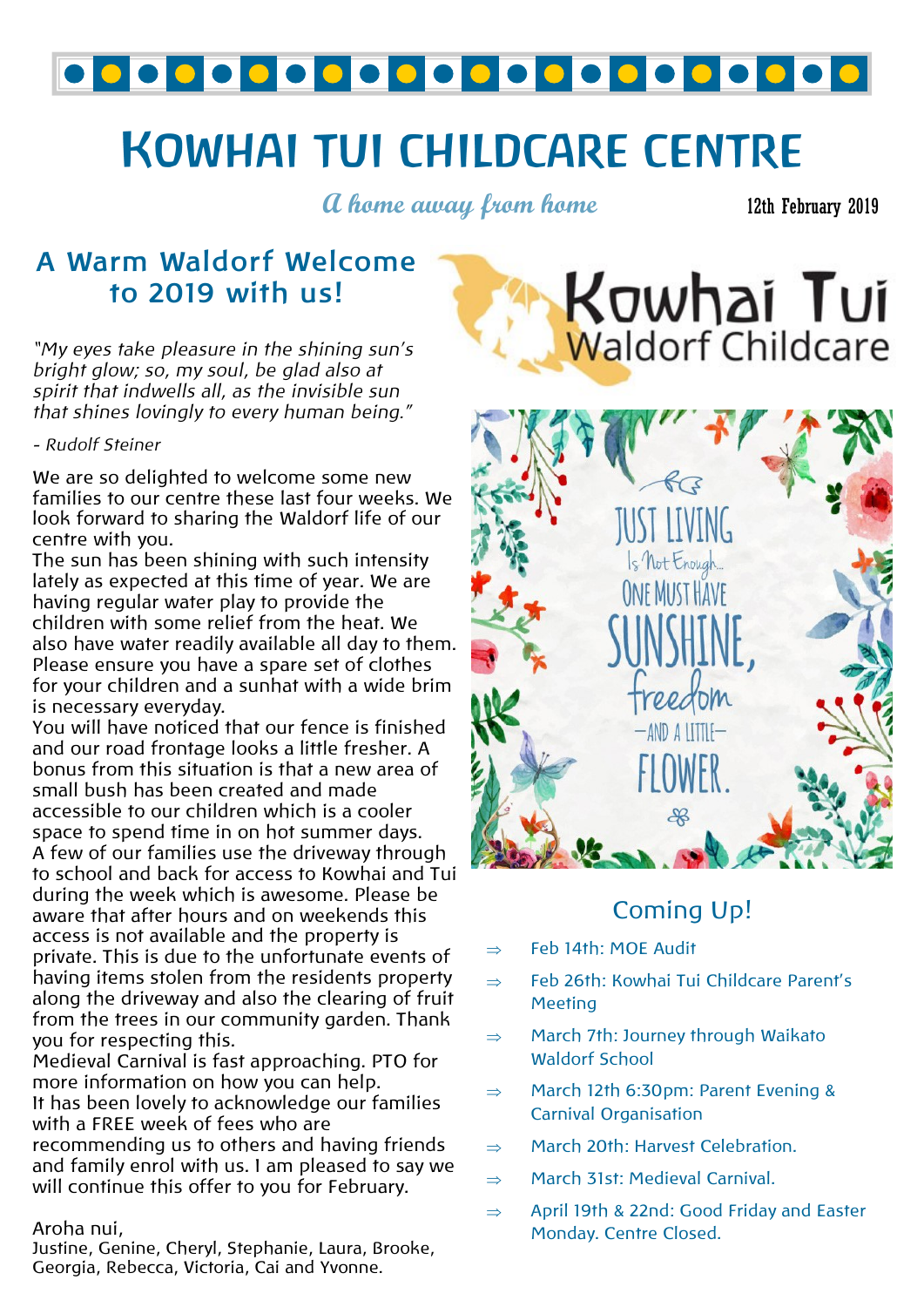# KOWHAI TUI CHILDCARE CENTRE

*A home away from home*

12th February 2019

## A Warm Waldorf Welcome to 2019 with us!

*"My eyes take pleasure in the shining sun's bright glow; so, my soul, be glad also at spirit that indwells all, as the invisible sun that shines lovingly to every human being."*

*- Rudolf Steiner*

We are so delighted to welcome some new families to our centre these last four weeks. We look forward to sharing the Waldorf life of our centre with you.

The sun has been shining with such intensity lately as expected at this time of year. We are having regular water play to provide the children with some relief from the heat. We also have water readily available all day to them. Please ensure you have a spare set of clothes for your children and a sunhat with a wide brim is necessary everyday.

You will have noticed that our fence is finished and our road frontage looks a little fresher. A bonus from this situation is that a new area of small bush has been created and made accessible to our children which is a cooler space to spend time in on hot summer days.

A few of our families use the driveway through to school and back for access to Kowhai and Tui during the week which is awesome. Please be aware that after hours and on weekends this access is not available and the property is private. This is due to the unfortunate events of having items stolen from the residents property along the driveway and also the clearing of fruit from the trees in our community garden. Thank you for respecting this.

Medieval Carnival is fast approaching. PTO for more information on how you can help.

It has been lovely to acknowledge our families with a FREE week of fees who are recommending us to others and having friends and family enrol with us. I am pleased to say we will continue this offer to you for February.

Aroha nui,
Justine, Genine, Cheryl, Stephanie, Laura, Brooke, Georgia, Rebecca, Victoria, Cai and Yvonne.

Kowhai Tui Waldorf Childcare

JUST LIVING Is Not Enough... ONE MUST HAVE SUNSHINE, freedom —AND A LITTLE— FLOWER.

## Coming Up!

- Feb 14th: MOE Audit
- Feb 26th: Kowhai Tui Childcare Parent's Meeting
- March 7th: Journey through Waikato Waldorf School
- March 12th 6:30pm: Parent Evening & Carnival Organisation
- March 20th: Harvest Celebration.
- March 31st: Medieval Carnival.
- April 19th & 22nd: Good Friday and Easter Monday. Centre Closed.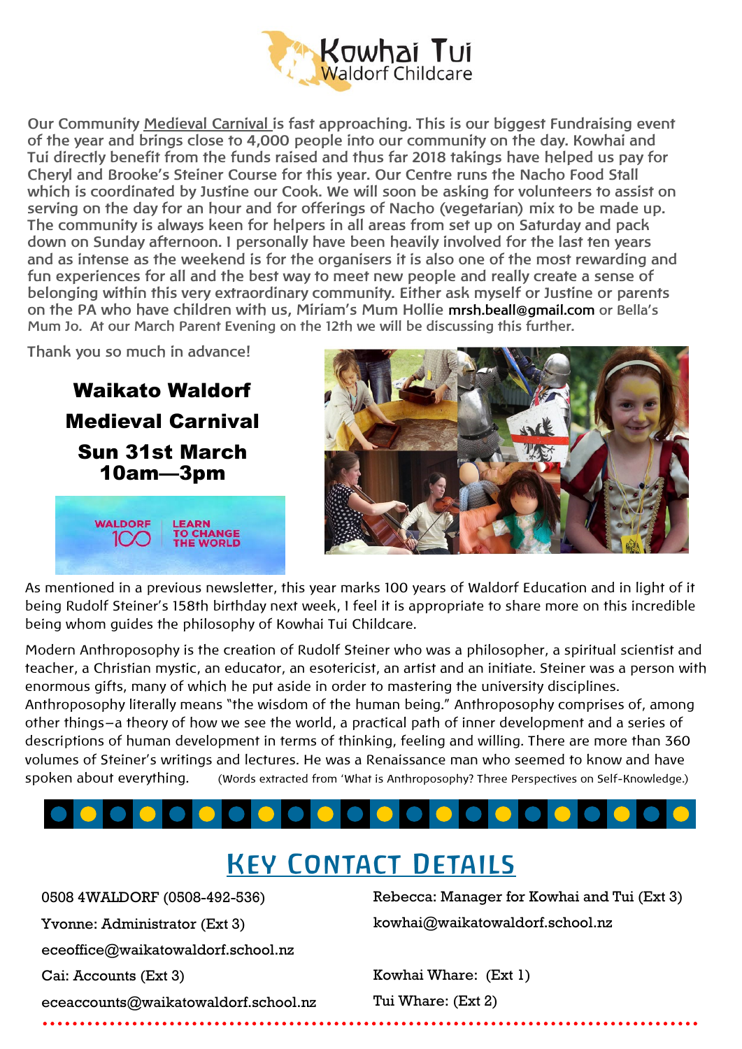Kowhai Tui
Waldorf Childcare

Our Community Medieval Carnival is fast approaching. This is our biggest Fundraising event of the year and brings close to 4,000 people into our community on the day. Kowhai and Tui directly benefit from the funds raised and thus far 2018 takings have helped us pay for Cheryl and Brooke's Steiner Course for this year. Our Centre runs the Nacho Food Stall which is coordinated by Justine our Cook. We will soon be asking for volunteers to assist on serving on the day for an hour and for offerings of Nacho (vegetarian) mix to be made up. The community is always keen for helpers in all areas from set up on Saturday and pack down on Sunday afternoon. I personally have been heavily involved for the last ten years and as intense as the weekend is for the organisers it is also one of the most rewarding and fun experiences for all and the best way to meet new people and really create a sense of belonging within this very extraordinary community. Either ask myself or Justine or parents on the PA who have children with us, Miriam's Mum Hollie mrsh.beall@gmail.com or Bella's Mum Jo. At our March Parent Evening on the 12th we will be discussing this further.

Thank you so much in advance!

**Waikato Waldorf Medieval Carnival**

**Sun 31st March**
**10am—3pm**

WALDORF 100 | LEARN TO CHANGE THE WORLD

As mentioned in a previous newsletter, this year marks 100 years of Waldorf Education and in light of it being Rudolf Steiner's 158th birthday next week, I feel it is appropriate to share more on this incredible being whom guides the philosophy of Kowhai Tui Childcare.

Modern Anthroposophy is the creation of Rudolf Steiner who was a philosopher, a spiritual scientist and teacher, a Christian mystic, an educator, an esotericist, an artist and an initiate. Steiner was a person with enormous gifts, many of which he put aside in order to mastering the university disciplines. Anthroposophy literally means "the wisdom of the human being." Anthroposophy comprises of, among other things—a theory of how we see the world, a practical path of inner development and a series of descriptions of human development in terms of thinking, feeling and willing. There are more than 360 volumes of Steiner's writings and lectures. He was a Renaissance man who seemed to know and have spoken about everything. (Words extracted from 'What is Anthroposophy? Three Perspectives on Self-Knowledge.)

## Key Contact Details

0508 4WALDORF (0508-492-536)

Yvonne: Administrator (Ext 3)
eceoffice@waikatowaldorf.school.nz

Cai: Accounts (Ext 3)
eceaccounts@waikatowaldorf.school.nz

Rebecca: Manager for Kowhai and Tui (Ext 3)
kowhai@waikatowaldorf.school.nz

Kowhai Whare: (Ext 1)

Tui Whare: (Ext 2)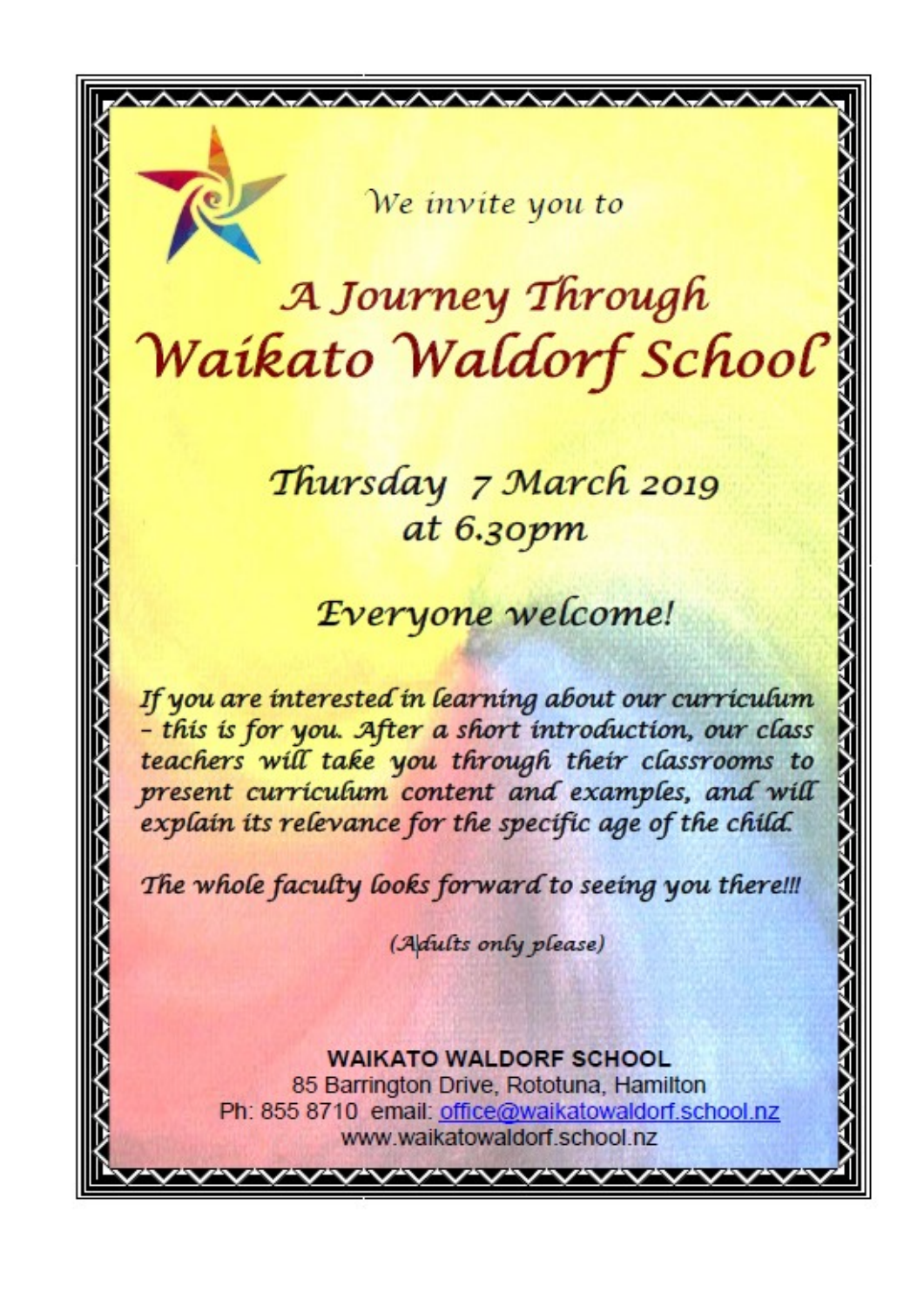*We invite you to*

# *A Journey Through Waikato Waldorf School*

## *Thursday 7 March 2019 at 6.30pm*

## *Everyone welcome!*

*If you are interested in learning about our curriculum – this is for you. After a short introduction, our class teachers will take you through their classrooms to present curriculum content and examples, and will explain its relevance for the specific age of the child.*

*The whole faculty looks forward to seeing you there!!!*

*(Adults only please)*

**WAIKATO WALDORF SCHOOL**
85 Barrington Drive, Rototuna, Hamilton
Ph: 855 8710 email: office@waikatowaldorf.school.nz
www.waikatowaldorf.school.nz